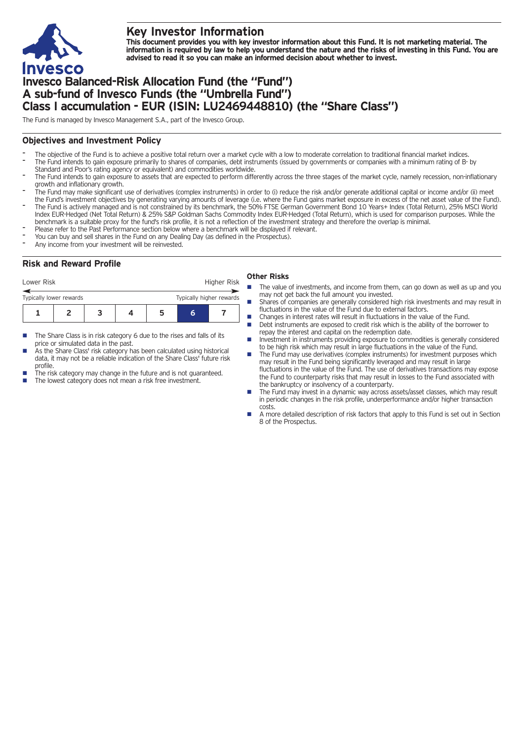# Key Investor Information

**This document provides you with key investor information about this Fund. It is not marketing material. The information is required by law to help you understand the nature and the risks of investing in this Fund. You are advised to read it so you can make an informed decision about whether to invest.**

# Invesco Balanced-Risk Allocation Fund (the "Fund") A sub-fund of Invesco Funds (the "Umbrella Fund") Class I accumulation - EUR (ISIN: LU2469448810) (the "Share Class")

The Fund is managed by Invesco Management S.A., part of the Invesco Group.

## Objectives and Investment Policy

- The objective of the Fund is to achieve a positive total return over a market cycle with a low to moderate correlation to traditional financial market indices.
- The Fund intends to gain exposure primarily to shares of companies, debt instruments (issued by governments or companies with a minimum rating of B- by Standard and Poor's rating agency or equivalent) and commodities worldwide.
- The Fund intends to gain exposure to assets that are expected to perform differently across the three stages of the market cycle, namely recession, non-inflationary growth and inflationary growth.
- The Fund may make significant use of derivatives (complex instruments) in order to (i) reduce the risk and/or generate additional capital or income and/or (ii) meet the Fund's investment objectives by generating varying amounts of leverage (i.e. where the Fund gains market exposure in excess of the net asset value of the Fund).
- The Fund is actively managed and is not constrained by its benchmark, the 50% FTSE German Government Bond 10 Years+ Index (Total Return), 25% MSCI World Index EUR-Hedged (Net Total Return) & 25% S&P Goldman Sachs Commodity Index EUR-Hedged (Total Return), which is used for comparison purposes. While the benchmark is a suitable proxy for the fund's risk profile, it is not a reflection of the investment strategy and therefore the overlap is minimal.
- Please refer to the Past Performance section below where a benchmark will be displayed if relevant.
- You can buy and sell shares in the Fund on any Dealing Day (as defined in the Prospectus).
- Any income from your investment will be reinvested.

## Risk and Reward Profile

| Lower Risk | | | | | | Higher Risk |
|---|---|---|---|---|---|---|
| Typically lower rewards | | | | | | Typically higher rewards |
| 1 | 2 | 3 | 4 | 5 | **6** | 7 |

- The Share Class is in risk category 6 due to the rises and falls of its price or simulated data in the past.
- As the Share Class' risk category has been calculated using historical data, it may not be a reliable indication of the Share Class' future risk profile.
- The risk category may change in the future and is not guaranteed.
- The lowest category does not mean a risk free investment.

### Other Risks

- The value of investments, and income from them, can go down as well as up and you may not get back the full amount you invested.
- Shares of companies are generally considered high risk investments and may result in fluctuations in the value of the Fund due to external factors.
- Changes in interest rates will result in fluctuations in the value of the Fund.
- Debt instruments are exposed to credit risk which is the ability of the borrower to repay the interest and capital on the redemption date.
- Investment in instruments providing exposure to commodities is generally considered to be high risk which may result in large fluctuations in the value of the Fund.
- The Fund may use derivatives (complex instruments) for investment purposes which may result in the Fund being significantly leveraged and may result in large fluctuations in the value of the Fund. The use of derivatives transactions may expose the Fund to counterparty risks that may result in losses to the Fund associated with the bankruptcy or insolvency of a counterparty.
- The Fund may invest in a dynamic way across assets/asset classes, which may result in periodic changes in the risk profile, underperformance and/or higher transaction costs.
- A more detailed description of risk factors that apply to this Fund is set out in Section 8 of the Prospectus.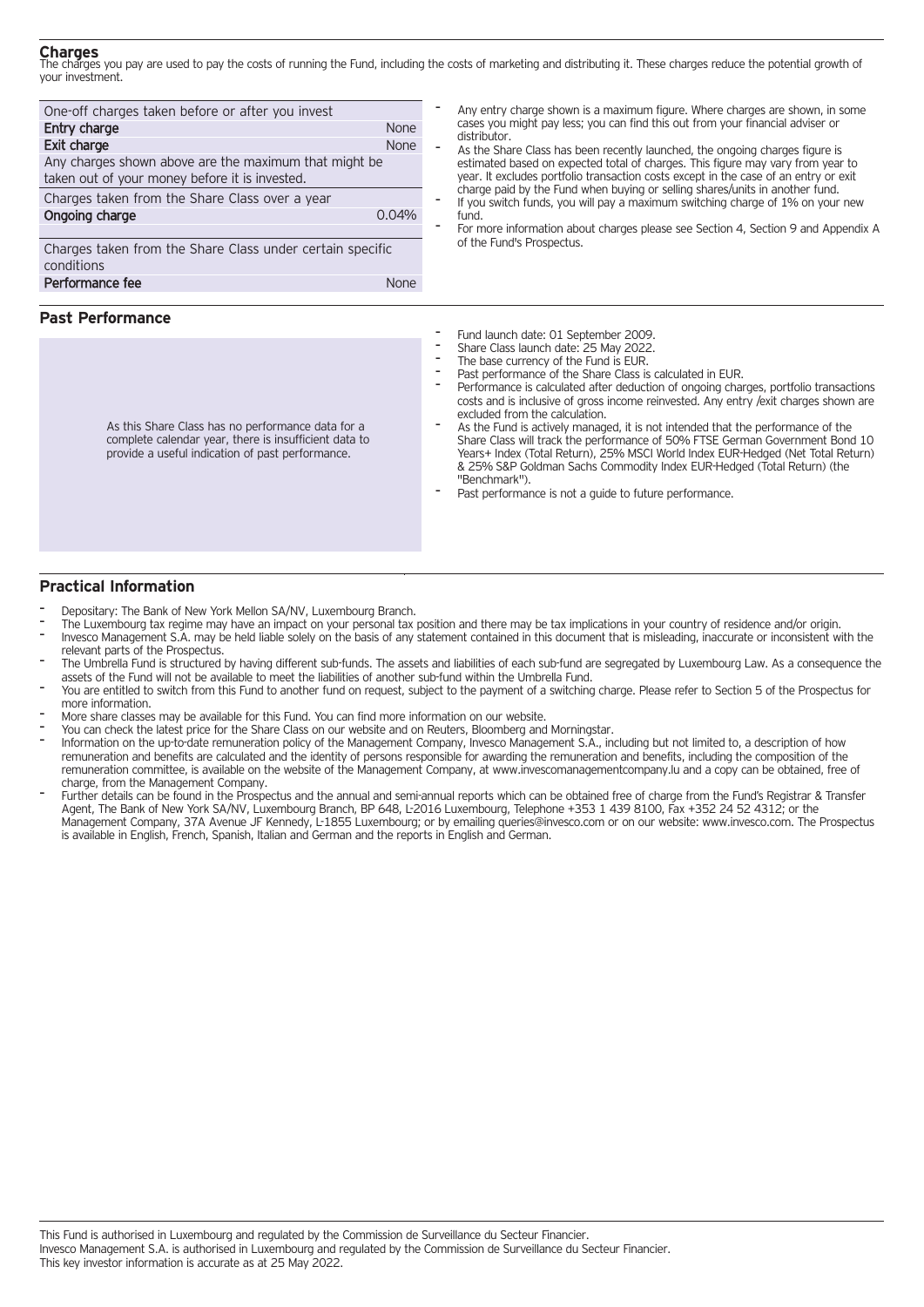## Charges

The charges you pay are used to pay the costs of running the Fund, including the costs of marketing and distributing it. These charges reduce the potential growth of your investment.

| | |
|---|---|
| One-off charges taken before or after you invest | |
| **Entry charge** | None |
| **Exit charge** | None |
| Any charges shown above are the maximum that might be taken out of your money before it is invested. | |
| Charges taken from the Share Class over a year | |
| **Ongoing charge** | 0.04% |
| Charges taken from the Share Class under certain specific conditions | |
| **Performance fee** | None |

- Any entry charge shown is a maximum figure. Where charges are shown, in some cases you might pay less; you can find this out from your financial adviser or distributor.
- As the Share Class has been recently launched, the ongoing charges figure is estimated based on expected total of charges. This figure may vary from year to year. It excludes portfolio transaction costs except in the case of an entry or exit charge paid by the Fund when buying or selling shares/units in another fund.
- If you switch funds, you will pay a maximum switching charge of 1% on your new fund.
- For more information about charges please see Section 4, Section 9 and Appendix A of the Fund's Prospectus.

## Past Performance

As this Share Class has no performance data for a complete calendar year, there is insufficient data to provide a useful indication of past performance.

- Fund launch date: 01 September 2009.
- Share Class launch date: 25 May 2022.
- The base currency of the Fund is EUR.
- Past performance of the Share Class is calculated in EUR.
- Performance is calculated after deduction of ongoing charges, portfolio transactions costs and is inclusive of gross income reinvested. Any entry /exit charges shown are excluded from the calculation.
- As the Fund is actively managed, it is not intended that the performance of the Share Class will track the performance of 50% FTSE German Government Bond 10 Years+ Index (Total Return), 25% MSCI World Index EUR-Hedged (Net Total Return) & 25% S&P Goldman Sachs Commodity Index EUR-Hedged (Total Return) (the "Benchmark").
- Past performance is not a guide to future performance.

## Practical Information

- Depositary: The Bank of New York Mellon SA/NV, Luxembourg Branch.
- The Luxembourg tax regime may have an impact on your personal tax position and there may be tax implications in your country of residence and/or origin.
- Invesco Management S.A. may be held liable solely on the basis of any statement contained in this document that is misleading, inaccurate or inconsistent with the relevant parts of the Prospectus.
- The Umbrella Fund is structured by having different sub-funds. The assets and liabilities of each sub-fund are segregated by Luxembourg Law. As a consequence the assets of the Fund will not be available to meet the liabilities of another sub-fund within the Umbrella Fund.
- You are entitled to switch from this Fund to another fund on request, subject to the payment of a switching charge. Please refer to Section 5 of the Prospectus for more information.
- More share classes may be available for this Fund. You can find more information on our website.
- You can check the latest price for the Share Class on our website and on Reuters, Bloomberg and Morningstar.
- Information on the up-to-date remuneration policy of the Management Company, Invesco Management S.A., including but not limited to, a description of how remuneration and benefits are calculated and the identity of persons responsible for awarding the remuneration and benefits, including the composition of the remuneration committee, is available on the website of the Management Company, at www.invescomanagementcompany.lu and a copy can be obtained, free of charge, from the Management Company.
- Further details can be found in the Prospectus and the annual and semi-annual reports which can be obtained free of charge from the Fund's Registrar & Transfer Agent, The Bank of New York SA/NV, Luxembourg Branch, BP 648, L-2016 Luxembourg, Telephone +353 1 439 8100, Fax +352 24 52 4312; or the Management Company, 37A Avenue JF Kennedy, L-1855 Luxembourg; or by emailing queries@invesco.com or on our website: www.invesco.com. The Prospectus is available in English, French, Spanish, Italian and German and the reports in English and German.

This Fund is authorised in Luxembourg and regulated by the Commission de Surveillance du Secteur Financier.
Invesco Management S.A. is authorised in Luxembourg and regulated by the Commission de Surveillance du Secteur Financier.
This key investor information is accurate as at 25 May 2022.